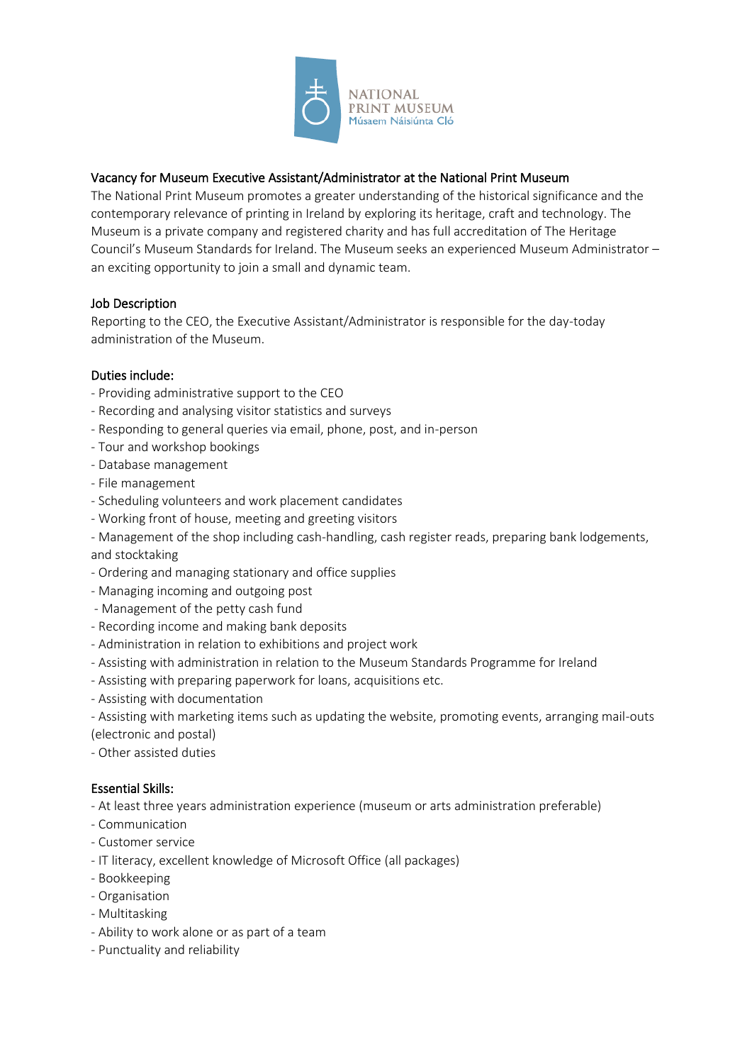NATIONAL PRINT MUSEUM
Músaem Náisiúnta Cló

## Vacancy for Museum Executive Assistant/Administrator at the National Print Museum

The National Print Museum promotes a greater understanding of the historical significance and the contemporary relevance of printing in Ireland by exploring its heritage, craft and technology. The Museum is a private company and registered charity and has full accreditation of The Heritage Council's Museum Standards for Ireland. The Museum seeks an experienced Museum Administrator – an exciting opportunity to join a small and dynamic team.

### Job Description

Reporting to the CEO, the Executive Assistant/Administrator is responsible for the day-today administration of the Museum.

### Duties include:

- Providing administrative support to the CEO
- Recording and analysing visitor statistics and surveys
- Responding to general queries via email, phone, post, and in-person
- Tour and workshop bookings
- Database management
- File management
- Scheduling volunteers and work placement candidates
- Working front of house, meeting and greeting visitors
- Management of the shop including cash-handling, cash register reads, preparing bank lodgements, and stocktaking
- Ordering and managing stationary and office supplies
- Managing incoming and outgoing post
- Management of the petty cash fund
- Recording income and making bank deposits
- Administration in relation to exhibitions and project work
- Assisting with administration in relation to the Museum Standards Programme for Ireland
- Assisting with preparing paperwork for loans, acquisitions etc.
- Assisting with documentation
- Assisting with marketing items such as updating the website, promoting events, arranging mail-outs (electronic and postal)
- Other assisted duties

### Essential Skills:

- At least three years administration experience (museum or arts administration preferable)
- Communication
- Customer service
- IT literacy, excellent knowledge of Microsoft Office (all packages)
- Bookkeeping
- Organisation
- Multitasking
- Ability to work alone or as part of a team
- Punctuality and reliability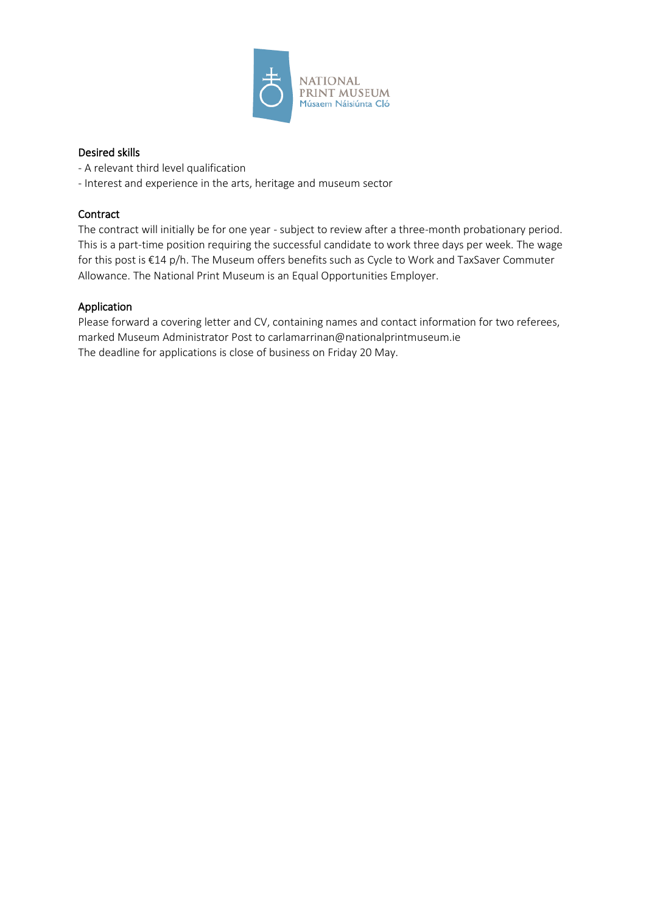NATIONAL PRINT MUSEUM
Músaem Náisiúnta Cló

### Desired skills

- A relevant third level qualification
- Interest and experience in the arts, heritage and museum sector

### Contract

The contract will initially be for one year - subject to review after a three-month probationary period. This is a part-time position requiring the successful candidate to work three days per week. The wage for this post is €14 p/h. The Museum offers benefits such as Cycle to Work and TaxSaver Commuter Allowance. The National Print Museum is an Equal Opportunities Employer.

### Application

Please forward a covering letter and CV, containing names and contact information for two referees, marked Museum Administrator Post to carlamarrinan@nationalprintmuseum.ie
The deadline for applications is close of business on Friday 20 May.